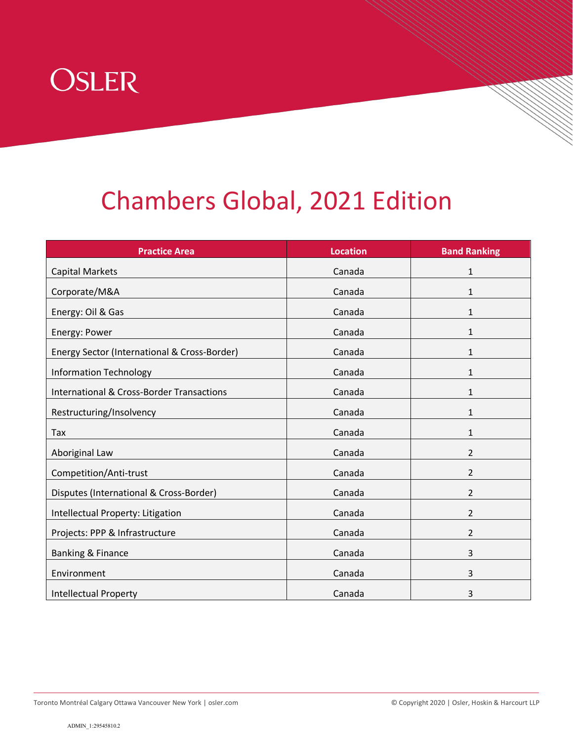OSLER

# Chambers Global, 2021 Edition

| Practice Area | Location | Band Ranking |
|---|---|---|
| Capital Markets | Canada | 1 |
| Corporate/M&A | Canada | 1 |
| Energy: Oil & Gas | Canada | 1 |
| Energy: Power | Canada | 1 |
| Energy Sector (International & Cross-Border) | Canada | 1 |
| Information Technology | Canada | 1 |
| International & Cross-Border Transactions | Canada | 1 |
| Restructuring/Insolvency | Canada | 1 |
| Tax | Canada | 1 |
| Aboriginal Law | Canada | 2 |
| Competition/Anti-trust | Canada | 2 |
| Disputes (International & Cross-Border) | Canada | 2 |
| Intellectual Property: Litigation | Canada | 2 |
| Projects: PPP & Infrastructure | Canada | 2 |
| Banking & Finance | Canada | 3 |
| Environment | Canada | 3 |
| Intellectual Property | Canada | 3 |

Toronto Montréal Calgary Ottawa Vancouver New York | osler.com

© Copyright 2020 | Osler, Hoskin & Harcourt LLP

ADMIN_1:29545810.2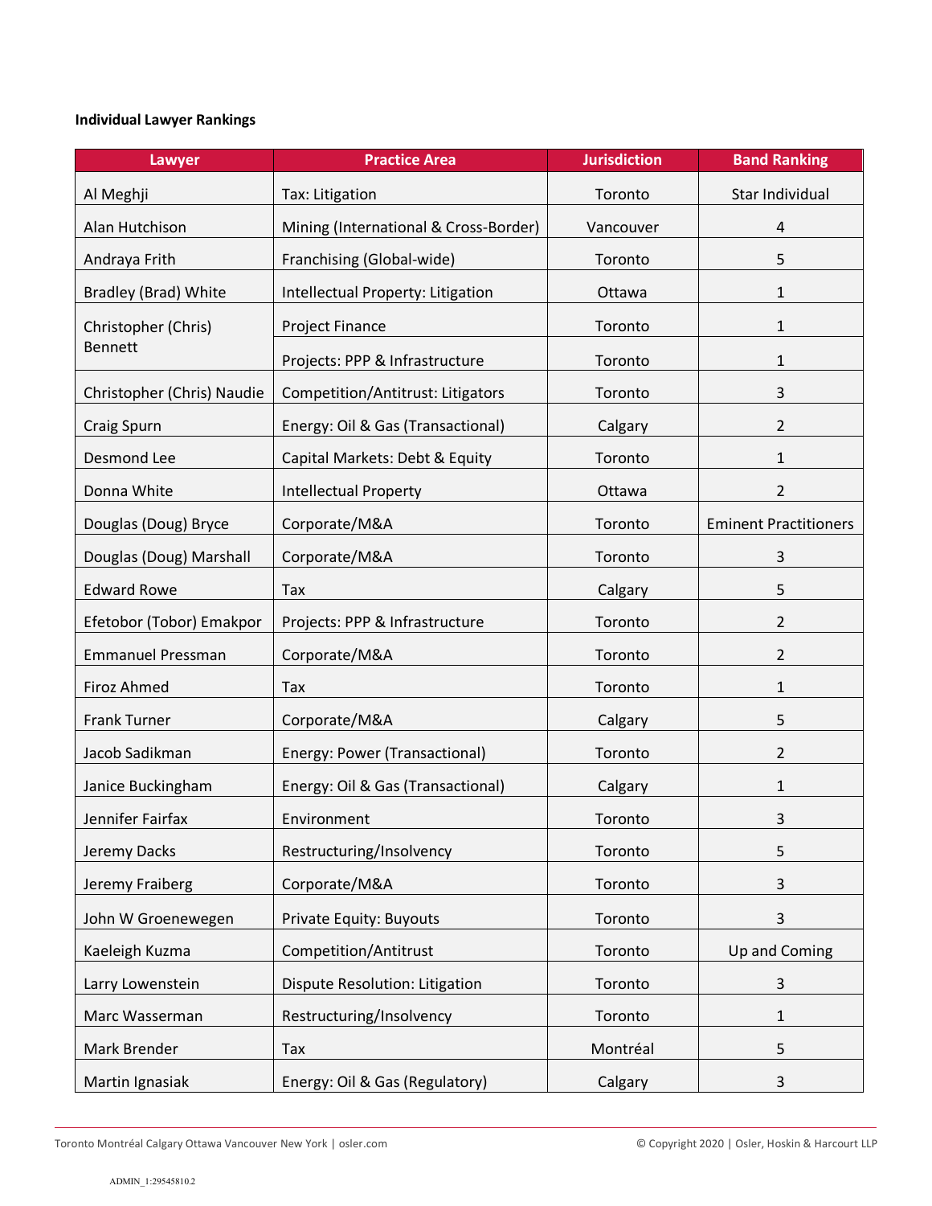**Individual Lawyer Rankings**

| Lawyer | Practice Area | Jurisdiction | Band Ranking |
|---|---|---|---|
| Al Meghji | Tax: Litigation | Toronto | Star Individual |
| Alan Hutchison | Mining (International & Cross-Border) | Vancouver | 4 |
| Andraya Frith | Franchising (Global-wide) | Toronto | 5 |
| Bradley (Brad) White | Intellectual Property: Litigation | Ottawa | 1 |
| Christopher (Chris) Bennett | Project Finance | Toronto | 1 |
| | Projects: PPP & Infrastructure | Toronto | 1 |
| Christopher (Chris) Naudie | Competition/Antitrust: Litigators | Toronto | 3 |
| Craig Spurn | Energy: Oil & Gas (Transactional) | Calgary | 2 |
| Desmond Lee | Capital Markets: Debt & Equity | Toronto | 1 |
| Donna White | Intellectual Property | Ottawa | 2 |
| Douglas (Doug) Bryce | Corporate/M&A | Toronto | Eminent Practitioners |
| Douglas (Doug) Marshall | Corporate/M&A | Toronto | 3 |
| Edward Rowe | Tax | Calgary | 5 |
| Efetobor (Tobor) Emakpor | Projects: PPP & Infrastructure | Toronto | 2 |
| Emmanuel Pressman | Corporate/M&A | Toronto | 2 |
| Firoz Ahmed | Tax | Toronto | 1 |
| Frank Turner | Corporate/M&A | Calgary | 5 |
| Jacob Sadikman | Energy: Power (Transactional) | Toronto | 2 |
| Janice Buckingham | Energy: Oil & Gas (Transactional) | Calgary | 1 |
| Jennifer Fairfax | Environment | Toronto | 3 |
| Jeremy Dacks | Restructuring/Insolvency | Toronto | 5 |
| Jeremy Fraiberg | Corporate/M&A | Toronto | 3 |
| John W Groenewegen | Private Equity: Buyouts | Toronto | 3 |
| Kaeleigh Kuzma | Competition/Antitrust | Toronto | Up and Coming |
| Larry Lowenstein | Dispute Resolution: Litigation | Toronto | 3 |
| Marc Wasserman | Restructuring/Insolvency | Toronto | 1 |
| Mark Brender | Tax | Montréal | 5 |
| Martin Ignasiak | Energy: Oil & Gas (Regulatory) | Calgary | 3 |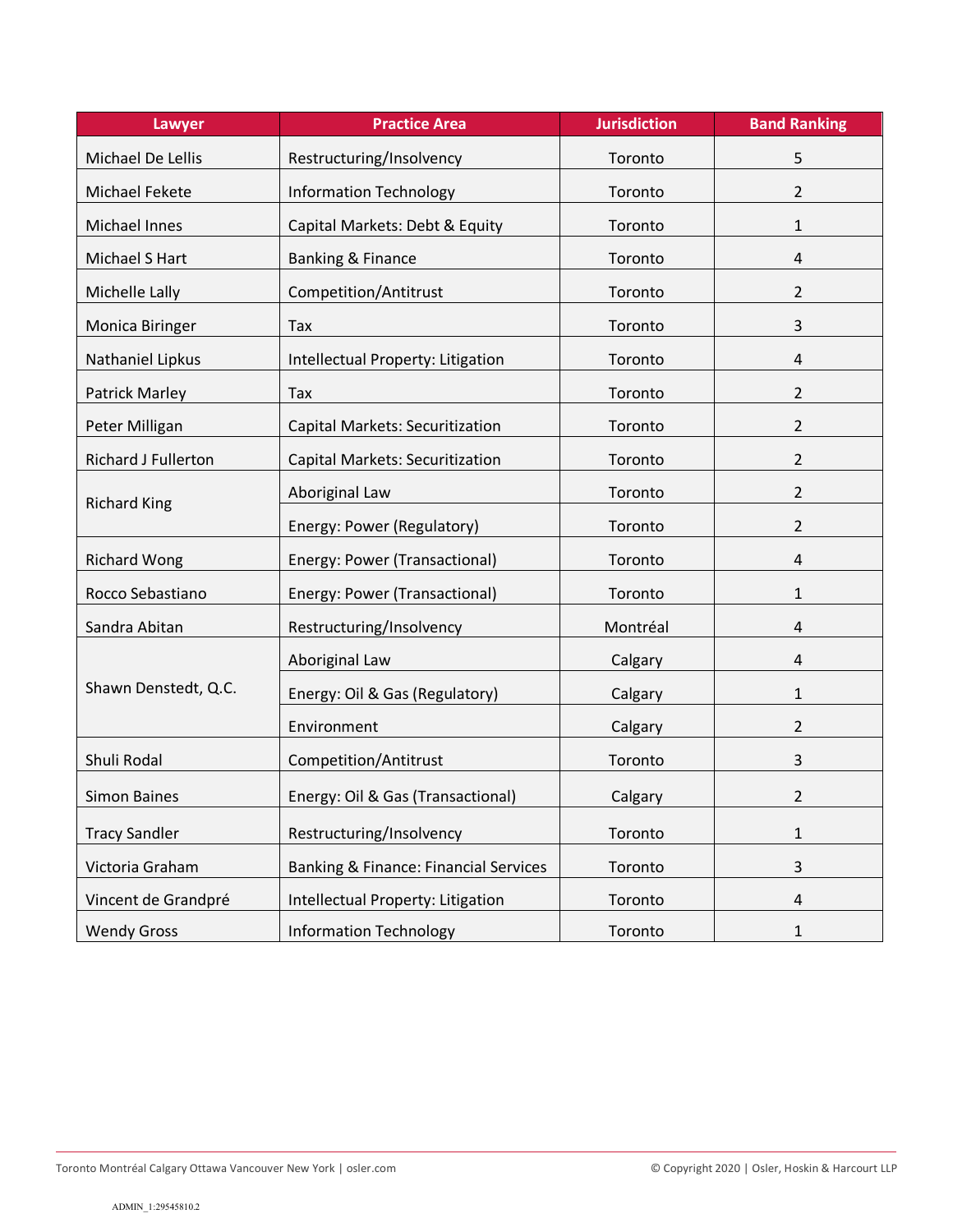| Lawyer | Practice Area | Jurisdiction | Band Ranking |
|---|---|---|---|
| Michael De Lellis | Restructuring/Insolvency | Toronto | 5 |
| Michael Fekete | Information Technology | Toronto | 2 |
| Michael Innes | Capital Markets: Debt & Equity | Toronto | 1 |
| Michael S Hart | Banking & Finance | Toronto | 4 |
| Michelle Lally | Competition/Antitrust | Toronto | 2 |
| Monica Biringer | Tax | Toronto | 3 |
| Nathaniel Lipkus | Intellectual Property: Litigation | Toronto | 4 |
| Patrick Marley | Tax | Toronto | 2 |
| Peter Milligan | Capital Markets: Securitization | Toronto | 2 |
| Richard J Fullerton | Capital Markets: Securitization | Toronto | 2 |
| Richard King | Aboriginal Law | Toronto | 2 |
| | Energy: Power (Regulatory) | Toronto | 2 |
| Richard Wong | Energy: Power (Transactional) | Toronto | 4 |
| Rocco Sebastiano | Energy: Power (Transactional) | Toronto | 1 |
| Sandra Abitan | Restructuring/Insolvency | Montréal | 4 |
| Shawn Denstedt, Q.C. | Aboriginal Law | Calgary | 4 |
| | Energy: Oil & Gas (Regulatory) | Calgary | 1 |
| | Environment | Calgary | 2 |
| Shuli Rodal | Competition/Antitrust | Toronto | 3 |
| Simon Baines | Energy: Oil & Gas (Transactional) | Calgary | 2 |
| Tracy Sandler | Restructuring/Insolvency | Toronto | 1 |
| Victoria Graham | Banking & Finance: Financial Services | Toronto | 3 |
| Vincent de Grandpré | Intellectual Property: Litigation | Toronto | 4 |
| Wendy Gross | Information Technology | Toronto | 1 |